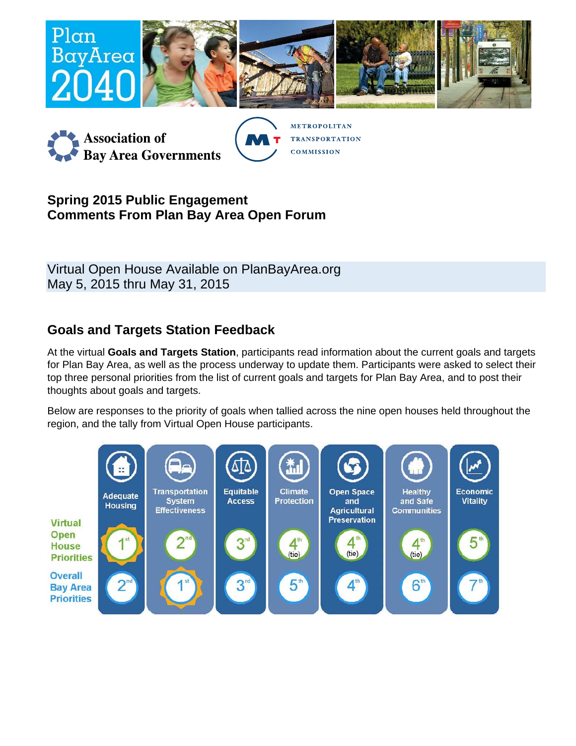Plan Bay Area 2040

Association of Bay Area Governments

Metropolitan Transportation Commission

## Spring 2015 Public Engagement
## Comments From Plan Bay Area Open Forum

Virtual Open House Available on PlanBayArea.org
May 5, 2015 thru May 31, 2015

## Goals and Targets Station Feedback

At the virtual **Goals and Targets Station**, participants read information about the current goals and targets for Plan Bay Area, as well as the process underway to update them. Participants were asked to select their top three personal priorities from the list of current goals and targets for Plan Bay Area, and to post their thoughts about goals and targets.

Below are responses to the priority of goals when tallied across the nine open houses held throughout the region, and the tally from Virtual Open House participants.

| | Adequate Housing | Transportation System Effectiveness | Equitable Access | Climate Protection | Open Space and Agricultural Preservation | Healthy and Safe Communities | Economic Vitality |
|---|---|---|---|---|---|---|---|
| Virtual Open House Priorities | 1st | 2nd | 3rd | 4th (tie) | 4th (tie) | 4th (tie) | 5th |
| Overall Bay Area Priorities | 2nd | 1st | 3rd | 5th | 4th | 6th | 7th |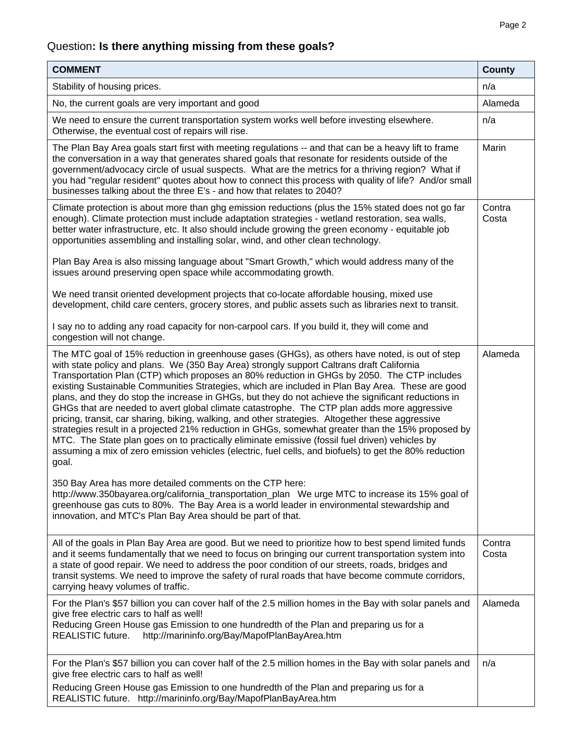Question**: Is there anything missing from these goals?**

| COMMENT | County |
|---|---|
| Stability of housing prices. | n/a |
| No, the current goals are very important and good | Alameda |
| We need to ensure the current transportation system works well before investing elsewhere. Otherwise, the eventual cost of repairs will rise. | n/a |
| The Plan Bay Area goals start first with meeting regulations -- and that can be a heavy lift to frame the conversation in a way that generates shared goals that resonate for residents outside of the government/advocacy circle of usual suspects. What are the metrics for a thriving region? What if you had "regular resident" quotes about how to connect this process with quality of life? And/or small businesses talking about the three E's - and how that relates to 2040? | Marin |
| Climate protection is about more than ghg emission reductions (plus the 15% stated does not go far enough). Climate protection must include adaptation strategies - wetland restoration, sea walls, better water infrastructure, etc. It also should include growing the green economy - equitable job opportunities assembling and installing solar, wind, and other clean technology.<br><br>Plan Bay Area is also missing language about "Smart Growth," which would address many of the issues around preserving open space while accommodating growth.<br><br>We need transit oriented development projects that co-locate affordable housing, mixed use development, child care centers, grocery stores, and public assets such as libraries next to transit.<br><br>I say no to adding any road capacity for non-carpool cars. If you build it, they will come and congestion will not change. | Contra Costa |
| The MTC goal of 15% reduction in greenhouse gases (GHGs), as others have noted, is out of step with state policy and plans. We (350 Bay Area) strongly support Caltrans draft California Transportation Plan (CTP) which proposes an 80% reduction in GHGs by 2050. The CTP includes existing Sustainable Communities Strategies, which are included in Plan Bay Area. These are good plans, and they do stop the increase in GHGs, but they do not achieve the significant reductions in GHGs that are needed to avert global climate catastrophe. The CTP plan adds more aggressive pricing, transit, car sharing, biking, walking, and other strategies. Altogether these aggressive strategies result in a projected 21% reduction in GHGs, somewhat greater than the 15% proposed by MTC. The State plan goes on to practically eliminate emissive (fossil fuel driven) vehicles by assuming a mix of zero emission vehicles (electric, fuel cells, and biofuels) to get the 80% reduction goal.<br><br>350 Bay Area has more detailed comments on the CTP here: http://www.350bayarea.org/california_transportation_plan We urge MTC to increase its 15% goal of greenhouse gas cuts to 80%. The Bay Area is a world leader in environmental stewardship and innovation, and MTC's Plan Bay Area should be part of that. | Alameda |
| All of the goals in Plan Bay Area are good. But we need to prioritize how to best spend limited funds and it seems fundamentally that we need to focus on bringing our current transportation system into a state of good repair. We need to address the poor condition of our streets, roads, bridges and transit systems. We need to improve the safety of rural roads that have become commute corridors, carrying heavy volumes of traffic. | Contra Costa |
| For the Plan's $57 billion you can cover half of the 2.5 million homes in the Bay with solar panels and give free electric cars to half as well!<br>Reducing Green House gas Emission to one hundredth of the Plan and preparing us for a REALISTIC future. http://marininfo.org/Bay/MapofPlanBayArea.htm | Alameda |
| For the Plan's $57 billion you can cover half of the 2.5 million homes in the Bay with solar panels and give free electric cars to half as well!<br>Reducing Green House gas Emission to one hundredth of the Plan and preparing us for a REALISTIC future. http://marininfo.org/Bay/MapofPlanBayArea.htm | n/a |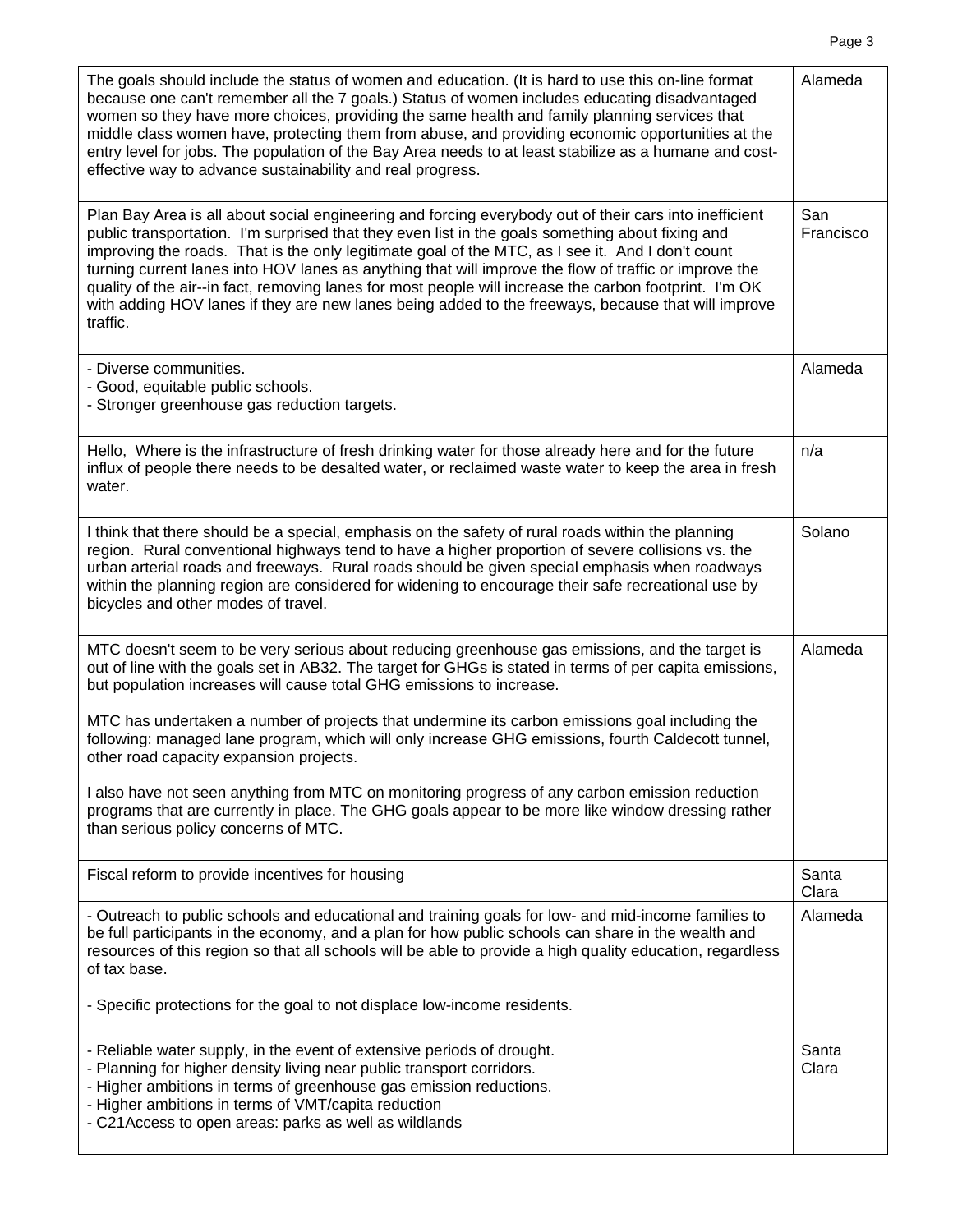| Comment | County |
|---|---|
| The goals should include the status of women and education. (It is hard to use this on-line format because one can't remember all the 7 goals.) Status of women includes educating disadvantaged women so they have more choices, providing the same health and family planning services that middle class women have, protecting them from abuse, and providing economic opportunities at the entry level for jobs. The population of the Bay Area needs to at least stabilize as a humane and cost-effective way to advance sustainability and real progress. | Alameda |
| Plan Bay Area is all about social engineering and forcing everybody out of their cars into inefficient public transportation. I'm surprised that they even list in the goals something about fixing and improving the roads. That is the only legitimate goal of the MTC, as I see it. And I don't count turning current lanes into HOV lanes as anything that will improve the flow of traffic or improve the quality of the air--in fact, removing lanes for most people will increase the carbon footprint. I'm OK with adding HOV lanes if they are new lanes being added to the freeways, because that will improve traffic. | San Francisco |
| - Diverse communities.<br>- Good, equitable public schools.<br>- Stronger greenhouse gas reduction targets. | Alameda |
| Hello, Where is the infrastructure of fresh drinking water for those already here and for the future influx of people there needs to be desalted water, or reclaimed waste water to keep the area in fresh water. | n/a |
| I think that there should be a special, emphasis on the safety of rural roads within the planning region. Rural conventional highways tend to have a higher proportion of severe collisions vs. the urban arterial roads and freeways. Rural roads should be given special emphasis when roadways within the planning region are considered for widening to encourage their safe recreational use by bicycles and other modes of travel. | Solano |
| MTC doesn't seem to be very serious about reducing greenhouse gas emissions, and the target is out of line with the goals set in AB32. The target for GHGs is stated in terms of per capita emissions, but population increases will cause total GHG emissions to increase.<br><br>MTC has undertaken a number of projects that undermine its carbon emissions goal including the following: managed lane program, which will only increase GHG emissions, fourth Caldecott tunnel, other road capacity expansion projects.<br><br>I also have not seen anything from MTC on monitoring progress of any carbon emission reduction programs that are currently in place. The GHG goals appear to be more like window dressing rather than serious policy concerns of MTC. | Alameda |
| Fiscal reform to provide incentives for housing | Santa Clara |
| - Outreach to public schools and educational and training goals for low- and mid-income families to be full participants in the economy, and a plan for how public schools can share in the wealth and resources of this region so that all schools will be able to provide a high quality education, regardless of tax base.<br><br>- Specific protections for the goal to not displace low-income residents. | Alameda |
| - Reliable water supply, in the event of extensive periods of drought.<br>- Planning for higher density living near public transport corridors.<br>- Higher ambitions in terms of greenhouse gas emission reductions.<br>- Higher ambitions in terms of VMT/capita reduction<br>- C21Access to open areas: parks as well as wildlands | Santa Clara |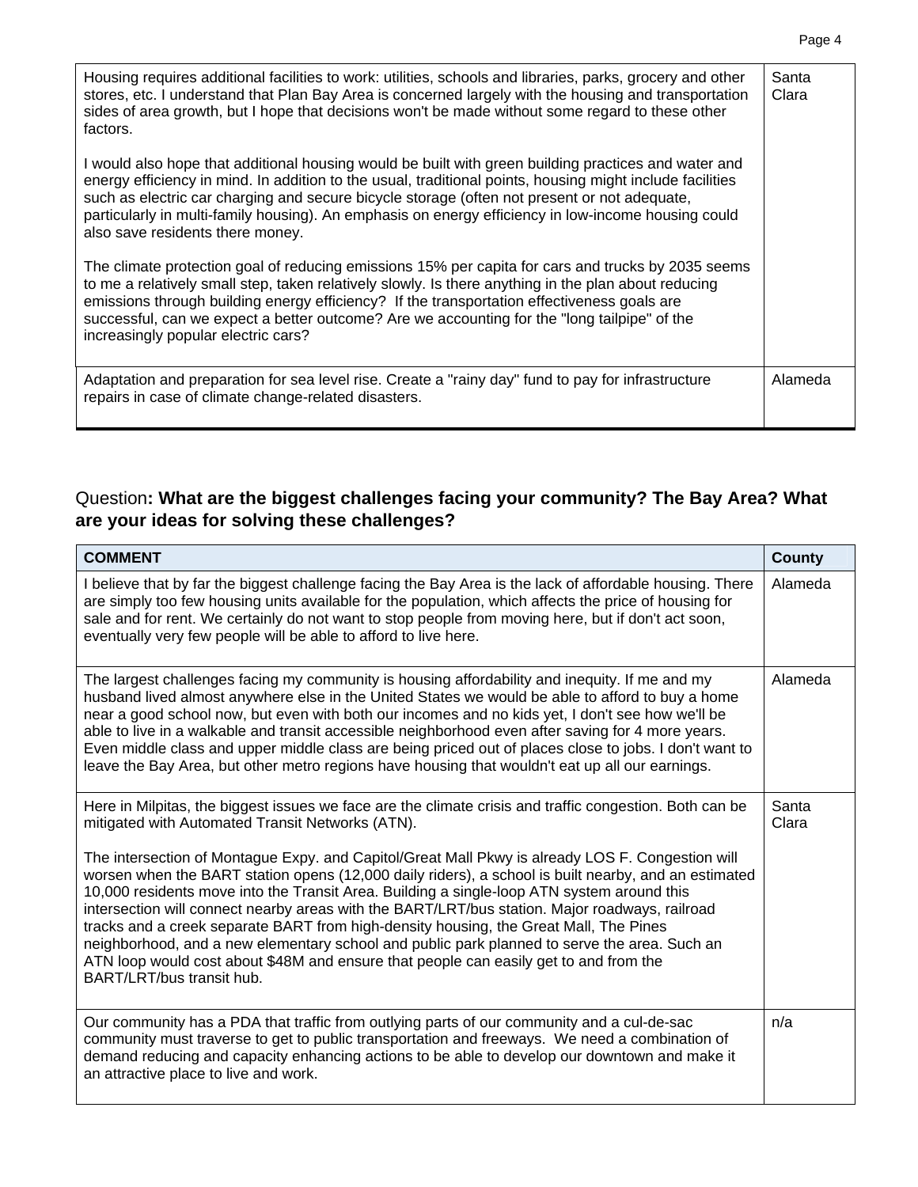| | |
|---|---|
| Housing requires additional facilities to work: utilities, schools and libraries, parks, grocery and other stores, etc. I understand that Plan Bay Area is concerned largely with the housing and transportation sides of area growth, but I hope that decisions won't be made without some regard to these other factors.<br><br>I would also hope that additional housing would be built with green building practices and water and energy efficiency in mind. In addition to the usual, traditional points, housing might include facilities such as electric car charging and secure bicycle storage (often not present or not adequate, particularly in multi-family housing). An emphasis on energy efficiency in low-income housing could also save residents there money.<br><br>The climate protection goal of reducing emissions 15% per capita for cars and trucks by 2035 seems to me a relatively small step, taken relatively slowly. Is there anything in the plan about reducing emissions through building energy efficiency? If the transportation effectiveness goals are successful, can we expect a better outcome? Are we accounting for the "long tailpipe" of the increasingly popular electric cars? | Santa Clara |
| Adaptation and preparation for sea level rise. Create a "rainy day" fund to pay for infrastructure repairs in case of climate change-related disasters. | Alameda |

Question**: What are the biggest challenges facing your community? The Bay Area? What are your ideas for solving these challenges?**

| COMMENT | County |
|---|---|
| I believe that by far the biggest challenge facing the Bay Area is the lack of affordable housing. There are simply too few housing units available for the population, which affects the price of housing for sale and for rent. We certainly do not want to stop people from moving here, but if don't act soon, eventually very few people will be able to afford to live here. | Alameda |
| The largest challenges facing my community is housing affordability and inequity. If me and my husband lived almost anywhere else in the United States we would be able to afford to buy a home near a good school now, but even with both our incomes and no kids yet, I don't see how we'll be able to live in a walkable and transit accessible neighborhood even after saving for 4 more years. Even middle class and upper middle class are being priced out of places close to jobs. I don't want to leave the Bay Area, but other metro regions have housing that wouldn't eat up all our earnings. | Alameda |
| Here in Milpitas, the biggest issues we face are the climate crisis and traffic congestion. Both can be mitigated with Automated Transit Networks (ATN).<br><br>The intersection of Montague Expy. and Capitol/Great Mall Pkwy is already LOS F. Congestion will worsen when the BART station opens (12,000 daily riders), a school is built nearby, and an estimated 10,000 residents move into the Transit Area. Building a single-loop ATN system around this intersection will connect nearby areas with the BART/LRT/bus station. Major roadways, railroad tracks and a creek separate BART from high-density housing, the Great Mall, The Pines neighborhood, and a new elementary school and public park planned to serve the area. Such an ATN loop would cost about $48M and ensure that people can easily get to and from the BART/LRT/bus transit hub. | Santa Clara |
| Our community has a PDA that traffic from outlying parts of our community and a cul-de-sac community must traverse to get to public transportation and freeways. We need a combination of demand reducing and capacity enhancing actions to be able to develop our downtown and make it an attractive place to live and work. | n/a |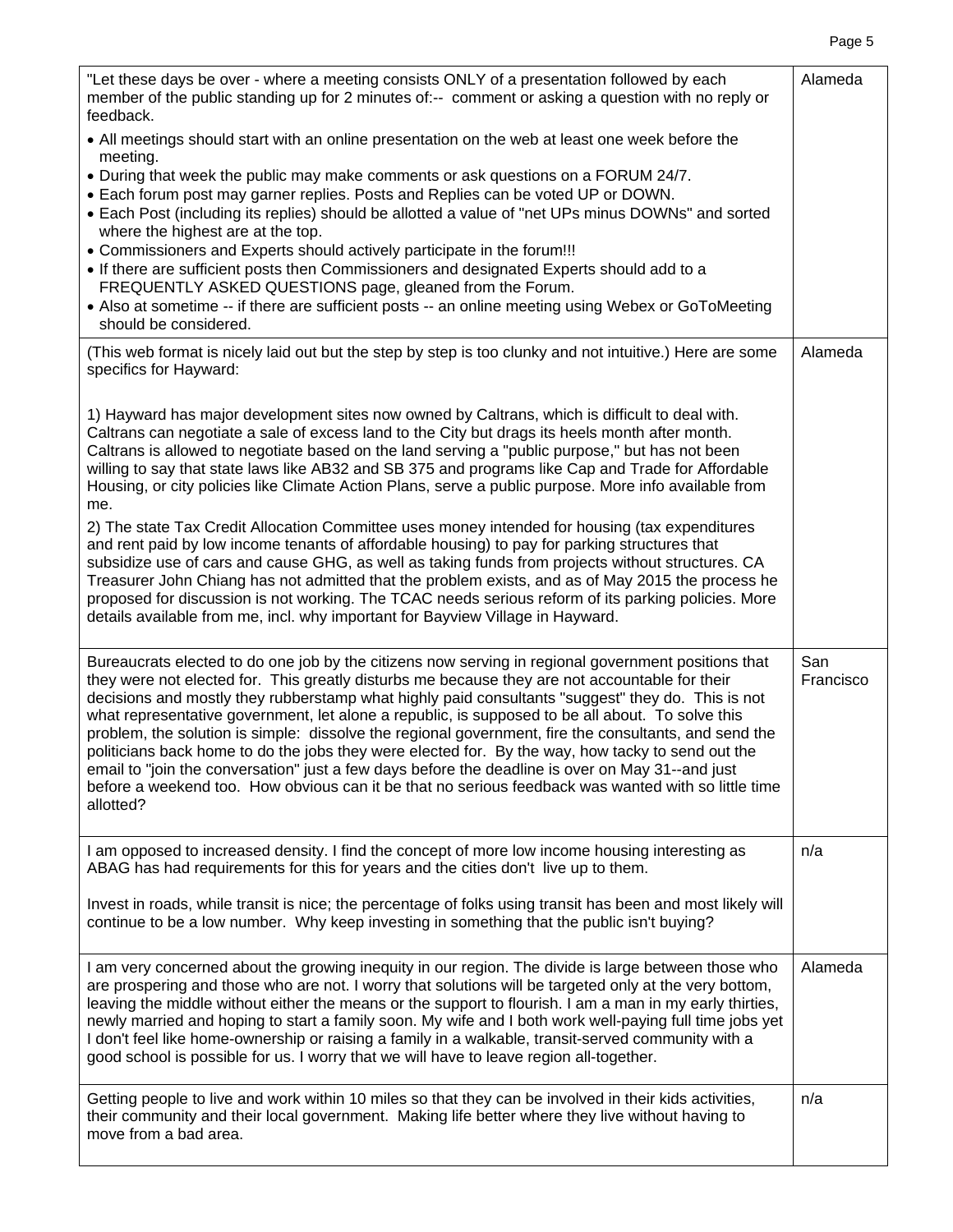| | |
|---|---|
| "Let these days be over - where a meeting consists ONLY of a presentation followed by each member of the public standing up for 2 minutes of:-- comment or asking a question with no reply or feedback.<br>• All meetings should start with an online presentation on the web at least one week before the meeting.<br>• During that week the public may make comments or ask questions on a FORUM 24/7.<br>• Each forum post may garner replies. Posts and Replies can be voted UP or DOWN.<br>• Each Post (including its replies) should be allotted a value of "net UPs minus DOWNs" and sorted where the highest are at the top.<br>• Commissioners and Experts should actively participate in the forum!!!<br>• If there are sufficient posts then Commissioners and designated Experts should add to a FREQUENTLY ASKED QUESTIONS page, gleaned from the Forum.<br>• Also at sometime -- if there are sufficient posts -- an online meeting using Webex or GoToMeeting should be considered. | Alameda |
| (This web format is nicely laid out but the step by step is too clunky and not intuitive.) Here are some specifics for Hayward:<br><br>1) Hayward has major development sites now owned by Caltrans, which is difficult to deal with. Caltrans can negotiate a sale of excess land to the City but drags its heels month after month. Caltrans is allowed to negotiate based on the land serving a "public purpose," but has not been willing to say that state laws like AB32 and SB 375 and programs like Cap and Trade for Affordable Housing, or city policies like Climate Action Plans, serve a public purpose. More info available from me.<br>2) The state Tax Credit Allocation Committee uses money intended for housing (tax expenditures and rent paid by low income tenants of affordable housing) to pay for parking structures that subsidize use of cars and cause GHG, as well as taking funds from projects without structures. CA Treasurer John Chiang has not admitted that the problem exists, and as of May 2015 the process he proposed for discussion is not working. The TCAC needs serious reform of its parking policies. More details available from me, incl. why important for Bayview Village in Hayward. | Alameda |
| Bureaucrats elected to do one job by the citizens now serving in regional government positions that they were not elected for. This greatly disturbs me because they are not accountable for their decisions and mostly they rubberstamp what highly paid consultants "suggest" they do. This is not what representative government, let alone a republic, is supposed to be all about. To solve this problem, the solution is simple: dissolve the regional government, fire the consultants, and send the politicians back home to do the jobs they were elected for. By the way, how tacky to send out the email to "join the conversation" just a few days before the deadline is over on May 31--and just before a weekend too. How obvious can it be that no serious feedback was wanted with so little time allotted? | San Francisco |
| I am opposed to increased density. I find the concept of more low income housing interesting as ABAG has had requirements for this for years and the cities don't live up to them.<br><br>Invest in roads, while transit is nice; the percentage of folks using transit has been and most likely will continue to be a low number. Why keep investing in something that the public isn't buying? | n/a |
| I am very concerned about the growing inequity in our region. The divide is large between those who are prospering and those who are not. I worry that solutions will be targeted only at the very bottom, leaving the middle without either the means or the support to flourish. I am a man in my early thirties, newly married and hoping to start a family soon. My wife and I both work well-paying full time jobs yet I don't feel like home-ownership or raising a family in a walkable, transit-served community with a good school is possible for us. I worry that we will have to leave region all-together. | Alameda |
| Getting people to live and work within 10 miles so that they can be involved in their kids activities, their community and their local government. Making life better where they live without having to move from a bad area. | n/a |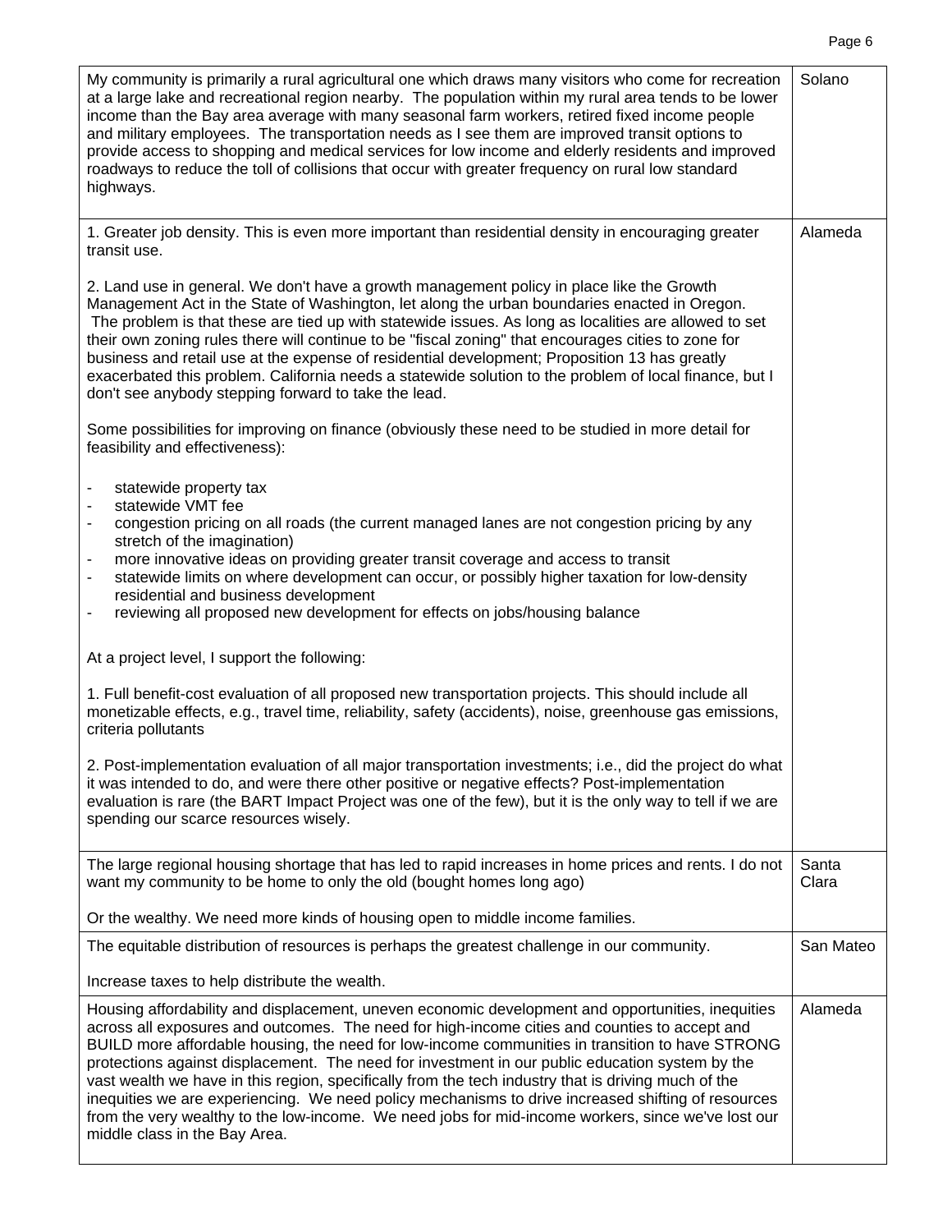| | |
|---|---|
| My community is primarily a rural agricultural one which draws many visitors who come for recreation at a large lake and recreational region nearby. The population within my rural area tends to be lower income than the Bay area average with many seasonal farm workers, retired fixed income people and military employees. The transportation needs as I see them are improved transit options to provide access to shopping and medical services for low income and elderly residents and improved roadways to reduce the toll of collisions that occur with greater frequency on rural low standard highways. | Solano |
| 1. Greater job density. This is even more important than residential density in encouraging greater transit use.<br><br>2. Land use in general. We don't have a growth management policy in place like the Growth Management Act in the State of Washington, let along the urban boundaries enacted in Oregon. The problem is that these are tied up with statewide issues. As long as localities are allowed to set their own zoning rules there will continue to be "fiscal zoning" that encourages cities to zone for business and retail use at the expense of residential development; Proposition 13 has greatly exacerbated this problem. California needs a statewide solution to the problem of local finance, but I don't see anybody stepping forward to take the lead.<br><br>Some possibilities for improving on finance (obviously these need to be studied in more detail for feasibility and effectiveness):<br><br>- statewide property tax<br>- statewide VMT fee<br>- congestion pricing on all roads (the current managed lanes are not congestion pricing by any stretch of the imagination)<br>- more innovative ideas on providing greater transit coverage and access to transit<br>- statewide limits on where development can occur, or possibly higher taxation for low-density residential and business development<br>- reviewing all proposed new development for effects on jobs/housing balance<br><br>At a project level, I support the following:<br><br>1. Full benefit-cost evaluation of all proposed new transportation projects. This should include all monetizable effects, e.g., travel time, reliability, safety (accidents), noise, greenhouse gas emissions, criteria pollutants<br><br>2. Post-implementation evaluation of all major transportation investments; i.e., did the project do what it was intended to do, and were there other positive or negative effects? Post-implementation evaluation is rare (the BART Impact Project was one of the few), but it is the only way to tell if we are spending our scarce resources wisely. | Alameda |
| The large regional housing shortage that has led to rapid increases in home prices and rents. I do not want my community to be home to only the old (bought homes long ago)<br><br>Or the wealthy. We need more kinds of housing open to middle income families. | Santa Clara |
| The equitable distribution of resources is perhaps the greatest challenge in our community.<br><br>Increase taxes to help distribute the wealth. | San Mateo |
| Housing affordability and displacement, uneven economic development and opportunities, inequities across all exposures and outcomes. The need for high-income cities and counties to accept and BUILD more affordable housing, the need for low-income communities in transition to have STRONG protections against displacement. The need for investment in our public education system by the vast wealth we have in this region, specifically from the tech industry that is driving much of the inequities we are experiencing. We need policy mechanisms to drive increased shifting of resources from the very wealthy to the low-income. We need jobs for mid-income workers, since we've lost our middle class in the Bay Area. | Alameda |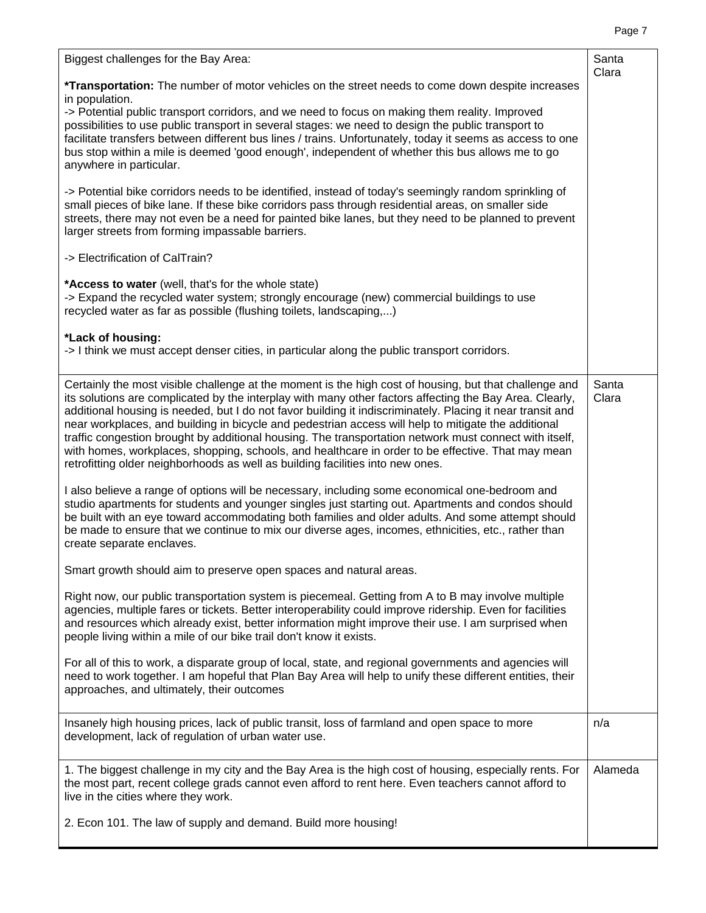| | |
|---|---|
| Biggest challenges for the Bay Area:<br><br>**\*Transportation:** The number of motor vehicles on the street needs to come down despite increases in population.<br>-> Potential public transport corridors, and we need to focus on making them reality. Improved possibilities to use public transport in several stages: we need to design the public transport to facilitate transfers between different bus lines / trains. Unfortunately, today it seems as access to one bus stop within a mile is deemed 'good enough', independent of whether this bus allows me to go anywhere in particular.<br><br>-> Potential bike corridors needs to be identified, instead of today's seemingly random sprinkling of small pieces of bike lane. If these bike corridors pass through residential areas, on smaller side streets, there may not even be a need for painted bike lanes, but they need to be planned to prevent larger streets from forming impassable barriers.<br><br>-> Electrification of CalTrain?<br><br>**\*Access to water** (well, that's for the whole state)<br>-> Expand the recycled water system; strongly encourage (new) commercial buildings to use recycled water as far as possible (flushing toilets, landscaping,...)<br><br>**\*Lack of housing:**<br>-> I think we must accept denser cities, in particular along the public transport corridors. | Santa Clara |
| Certainly the most visible challenge at the moment is the high cost of housing, but that challenge and its solutions are complicated by the interplay with many other factors affecting the Bay Area. Clearly, additional housing is needed, but I do not favor building it indiscriminately. Placing it near transit and near workplaces, and building in bicycle and pedestrian access will help to mitigate the additional traffic congestion brought by additional housing. The transportation network must connect with itself, with homes, workplaces, shopping, schools, and healthcare in order to be effective. That may mean retrofitting older neighborhoods as well as building facilities into new ones.<br><br>I also believe a range of options will be necessary, including some economical one-bedroom and studio apartments for students and younger singles just starting out. Apartments and condos should be built with an eye toward accommodating both families and older adults. And some attempt should be made to ensure that we continue to mix our diverse ages, incomes, ethnicities, etc., rather than create separate enclaves.<br><br>Smart growth should aim to preserve open spaces and natural areas.<br><br>Right now, our public transportation system is piecemeal. Getting from A to B may involve multiple agencies, multiple fares or tickets. Better interoperability could improve ridership. Even for facilities and resources which already exist, better information might improve their use. I am surprised when people living within a mile of our bike trail don't know it exists.<br><br>For all of this to work, a disparate group of local, state, and regional governments and agencies will need to work together. I am hopeful that Plan Bay Area will help to unify these different entities, their approaches, and ultimately, their outcomes | Santa Clara |
| Insanely high housing prices, lack of public transit, loss of farmland and open space to more development, lack of regulation of urban water use. | n/a |
| 1. The biggest challenge in my city and the Bay Area is the high cost of housing, especially rents. For the most part, recent college grads cannot even afford to rent here. Even teachers cannot afford to live in the cities where they work.<br><br>2. Econ 101. The law of supply and demand. Build more housing! | Alameda |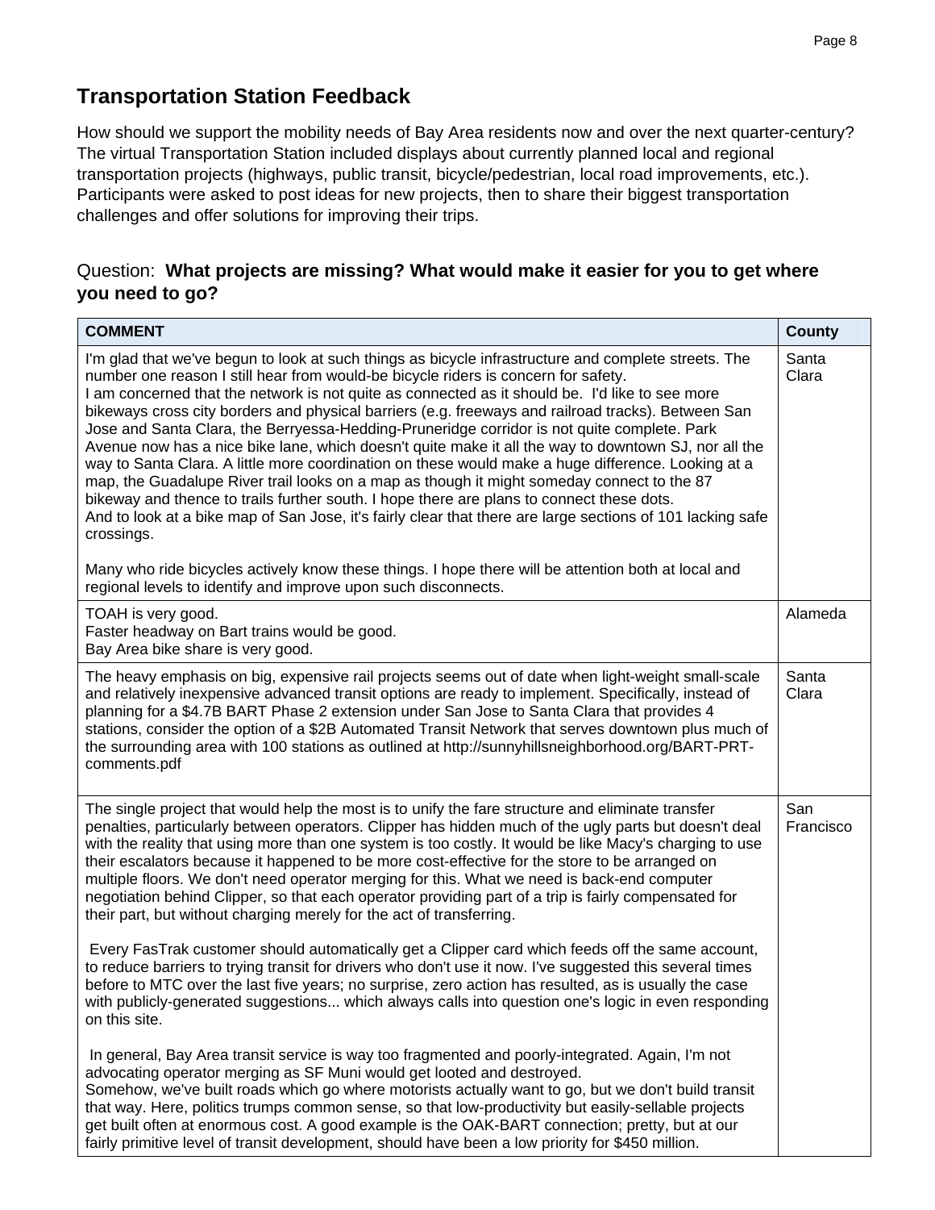## Transportation Station Feedback

How should we support the mobility needs of Bay Area residents now and over the next quarter-century? The virtual Transportation Station included displays about currently planned local and regional transportation projects (highways, public transit, bicycle/pedestrian, local road improvements, etc.). Participants were asked to post ideas for new projects, then to share their biggest transportation challenges and offer solutions for improving their trips.

### Question: **What projects are missing? What would make it easier for you to get where you need to go?**

| COMMENT | County |
|---|---|
| I'm glad that we've begun to look at such things as bicycle infrastructure and complete streets. The number one reason I still hear from would-be bicycle riders is concern for safety.<br>I am concerned that the network is not quite as connected as it should be. I'd like to see more bikeways cross city borders and physical barriers (e.g. freeways and railroad tracks). Between San Jose and Santa Clara, the Berryessa-Hedding-Pruneridge corridor is not quite complete. Park Avenue now has a nice bike lane, which doesn't quite make it all the way to downtown SJ, nor all the way to Santa Clara. A little more coordination on these would make a huge difference. Looking at a map, the Guadalupe River trail looks on a map as though it might someday connect to the 87 bikeway and thence to trails further south. I hope there are plans to connect these dots.<br>And to look at a bike map of San Jose, it's fairly clear that there are large sections of 101 lacking safe crossings.<br><br>Many who ride bicycles actively know these things. I hope there will be attention both at local and regional levels to identify and improve upon such disconnects. | Santa Clara |
| TOAH is very good.<br>Faster headway on Bart trains would be good.<br>Bay Area bike share is very good. | Alameda |
| The heavy emphasis on big, expensive rail projects seems out of date when light-weight small-scale and relatively inexpensive advanced transit options are ready to implement. Specifically, instead of planning for a $4.7B BART Phase 2 extension under San Jose to Santa Clara that provides 4 stations, consider the option of a $2B Automated Transit Network that serves downtown plus much of the surrounding area with 100 stations as outlined at http://sunnyhillsneighborhood.org/BART-PRT-comments.pdf | Santa Clara |
| The single project that would help the most is to unify the fare structure and eliminate transfer penalties, particularly between operators. Clipper has hidden much of the ugly parts but doesn't deal with the reality that using more than one system is too costly. It would be like Macy's charging to use their escalators because it happened to be more cost-effective for the store to be arranged on multiple floors. We don't need operator merging for this. What we need is back-end computer negotiation behind Clipper, so that each operator providing part of a trip is fairly compensated for their part, but without charging merely for the act of transferring.<br><br>Every FasTrak customer should automatically get a Clipper card which feeds off the same account, to reduce barriers to trying transit for drivers who don't use it now. I've suggested this several times before to MTC over the last five years; no surprise, zero action has resulted, as is usually the case with publicly-generated suggestions... which always calls into question one's logic in even responding on this site.<br><br>In general, Bay Area transit service is way too fragmented and poorly-integrated. Again, I'm not advocating operator merging as SF Muni would get looted and destroyed.<br>Somehow, we've built roads which go where motorists actually want to go, but we don't build transit that way. Here, politics trumps common sense, so that low-productivity but easily-sellable projects get built often at enormous cost. A good example is the OAK-BART connection; pretty, but at our fairly primitive level of transit development, should have been a low priority for $450 million. | San Francisco |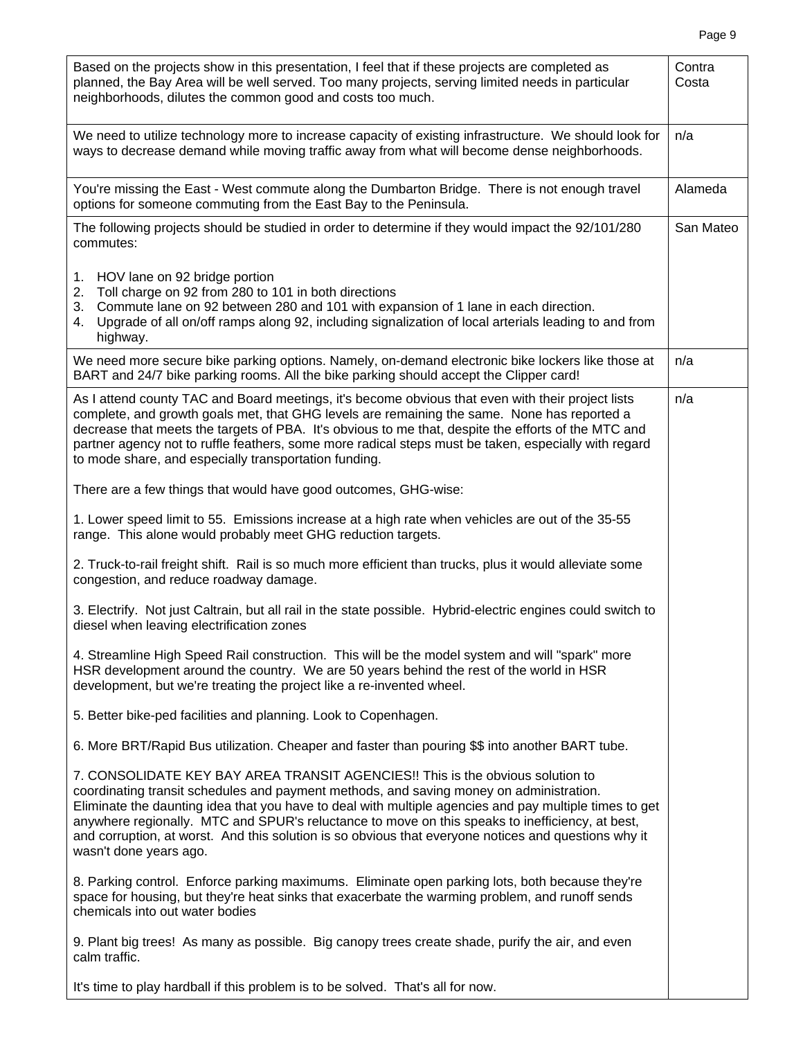| Comment | County |
|---|---|
| Based on the projects show in this presentation, I feel that if these projects are completed as planned, the Bay Area will be well served. Too many projects, serving limited needs in particular neighborhoods, dilutes the common good and costs too much. | Contra Costa |
| We need to utilize technology more to increase capacity of existing infrastructure. We should look for ways to decrease demand while moving traffic away from what will become dense neighborhoods. | n/a |
| You're missing the East - West commute along the Dumbarton Bridge. There is not enough travel options for someone commuting from the East Bay to the Peninsula. | Alameda |
| The following projects should be studied in order to determine if they would impact the 92/101/280 commutes:<br><br>1. HOV lane on 92 bridge portion<br>2. Toll charge on 92 from 280 to 101 in both directions<br>3. Commute lane on 92 between 280 and 101 with expansion of 1 lane in each direction.<br>4. Upgrade of all on/off ramps along 92, including signalization of local arterials leading to and from highway. | San Mateo |
| We need more secure bike parking options. Namely, on-demand electronic bike lockers like those at BART and 24/7 bike parking rooms. All the bike parking should accept the Clipper card! | n/a |
| As I attend county TAC and Board meetings, it's become obvious that even with their project lists complete, and growth goals met, that GHG levels are remaining the same. None has reported a decrease that meets the targets of PBA. It's obvious to me that, despite the efforts of the MTC and partner agency not to ruffle feathers, some more radical steps must be taken, especially with regard to mode share, and especially transportation funding.<br><br>There are a few things that would have good outcomes, GHG-wise:<br><br>1. Lower speed limit to 55. Emissions increase at a high rate when vehicles are out of the 35-55 range. This alone would probably meet GHG reduction targets.<br><br>2. Truck-to-rail freight shift. Rail is so much more efficient than trucks, plus it would alleviate some congestion, and reduce roadway damage.<br><br>3. Electrify. Not just Caltrain, but all rail in the state possible. Hybrid-electric engines could switch to diesel when leaving electrification zones<br><br>4. Streamline High Speed Rail construction. This will be the model system and will "spark" more HSR development around the country. We are 50 years behind the rest of the world in HSR development, but we're treating the project like a re-invented wheel.<br><br>5. Better bike-ped facilities and planning. Look to Copenhagen.<br><br>6. More BRT/Rapid Bus utilization. Cheaper and faster than pouring $$ into another BART tube.<br><br>7. CONSOLIDATE KEY BAY AREA TRANSIT AGENCIES!! This is the obvious solution to coordinating transit schedules and payment methods, and saving money on administration. Eliminate the daunting idea that you have to deal with multiple agencies and pay multiple times to get anywhere regionally. MTC and SPUR's reluctance to move on this speaks to inefficiency, at best, and corruption, at worst. And this solution is so obvious that everyone notices and questions why it wasn't done years ago.<br><br>8. Parking control. Enforce parking maximums. Eliminate open parking lots, both because they're space for housing, but they're heat sinks that exacerbate the warming problem, and runoff sends chemicals into out water bodies<br><br>9. Plant big trees! As many as possible. Big canopy trees create shade, purify the air, and even calm traffic.<br><br>It's time to play hardball if this problem is to be solved. That's all for now. | n/a |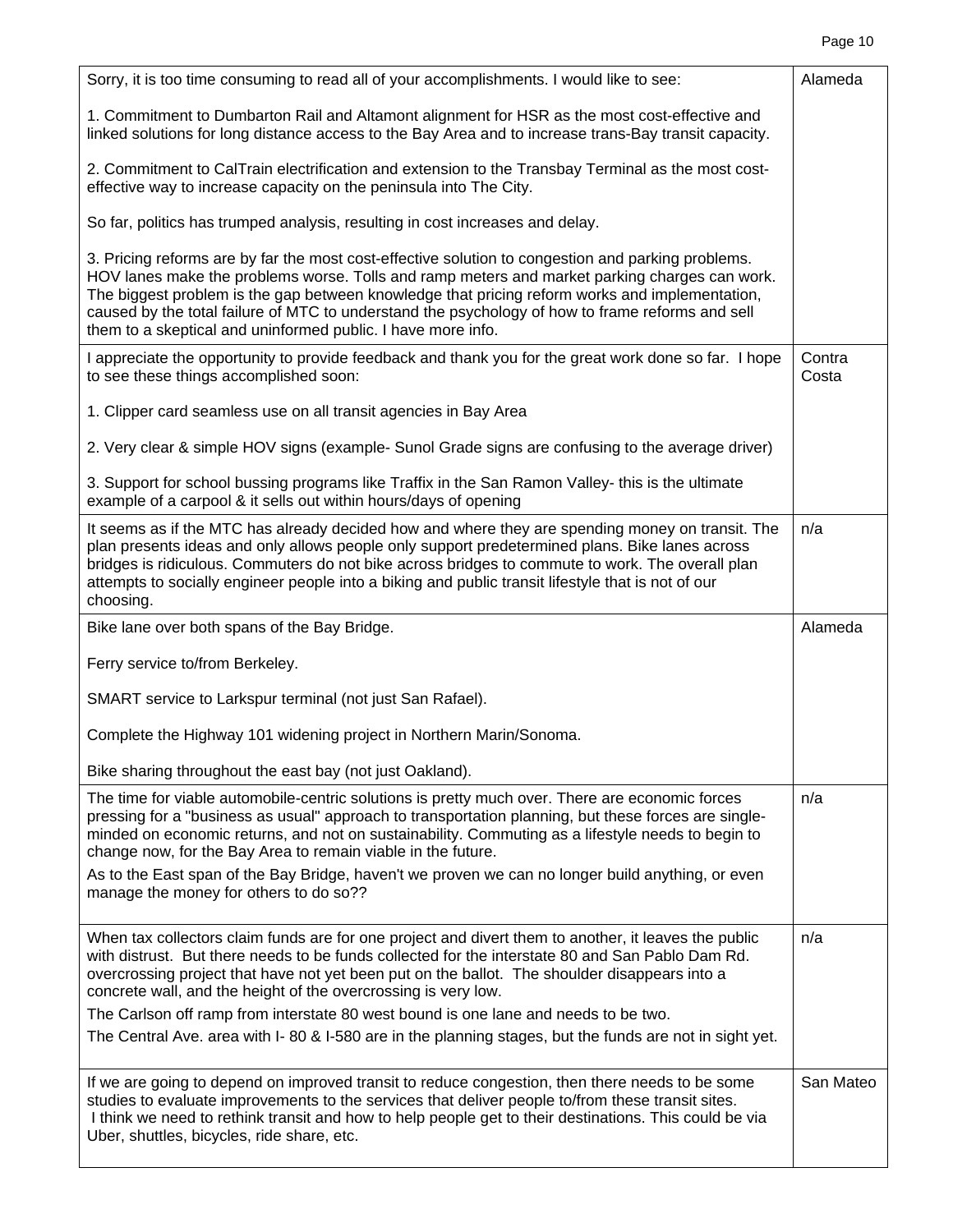| Comment | County |
|---|---|
| Sorry, it is too time consuming to read all of your accomplishments. I would like to see:<br><br>1. Commitment to Dumbarton Rail and Altamont alignment for HSR as the most cost-effective and linked solutions for long distance access to the Bay Area and to increase trans-Bay transit capacity.<br><br>2. Commitment to CalTrain electrification and extension to the Transbay Terminal as the most cost-effective way to increase capacity on the peninsula into The City.<br><br>So far, politics has trumped analysis, resulting in cost increases and delay.<br><br>3. Pricing reforms are by far the most cost-effective solution to congestion and parking problems. HOV lanes make the problems worse. Tolls and ramp meters and market parking charges can work. The biggest problem is the gap between knowledge that pricing reform works and implementation, caused by the total failure of MTC to understand the psychology of how to frame reforms and sell them to a skeptical and uninformed public. I have more info. | Alameda |
| I appreciate the opportunity to provide feedback and thank you for the great work done so far. I hope to see these things accomplished soon:<br><br>1. Clipper card seamless use on all transit agencies in Bay Area<br><br>2. Very clear & simple HOV signs (example- Sunol Grade signs are confusing to the average driver)<br><br>3. Support for school bussing programs like Traffix in the San Ramon Valley- this is the ultimate example of a carpool & it sells out within hours/days of opening | Contra Costa |
| It seems as if the MTC has already decided how and where they are spending money on transit. The plan presents ideas and only allows people only support predetermined plans. Bike lanes across bridges is ridiculous. Commuters do not bike across bridges to commute to work. The overall plan attempts to socially engineer people into a biking and public transit lifestyle that is not of our choosing. | n/a |
| Bike lane over both spans of the Bay Bridge.<br><br>Ferry service to/from Berkeley.<br><br>SMART service to Larkspur terminal (not just San Rafael).<br><br>Complete the Highway 101 widening project in Northern Marin/Sonoma.<br><br>Bike sharing throughout the east bay (not just Oakland). | Alameda |
| The time for viable automobile-centric solutions is pretty much over. There are economic forces pressing for a "business as usual" approach to transportation planning, but these forces are single-minded on economic returns, and not on sustainability. Commuting as a lifestyle needs to begin to change now, for the Bay Area to remain viable in the future.<br>As to the East span of the Bay Bridge, haven't we proven we can no longer build anything, or even manage the money for others to do so?? | n/a |
| When tax collectors claim funds are for one project and divert them to another, it leaves the public with distrust. But there needs to be funds collected for the interstate 80 and San Pablo Dam Rd. overcrossing project that have not yet been put on the ballot. The shoulder disappears into a concrete wall, and the height of the overcrossing is very low.<br>The Carlson off ramp from interstate 80 west bound is one lane and needs to be two.<br>The Central Ave. area with I- 80 & I-580 are in the planning stages, but the funds are not in sight yet. | n/a |
| If we are going to depend on improved transit to reduce congestion, then there needs to be some studies to evaluate improvements to the services that deliver people to/from these transit sites.<br>I think we need to rethink transit and how to help people get to their destinations. This could be via Uber, shuttles, bicycles, ride share, etc. | San Mateo |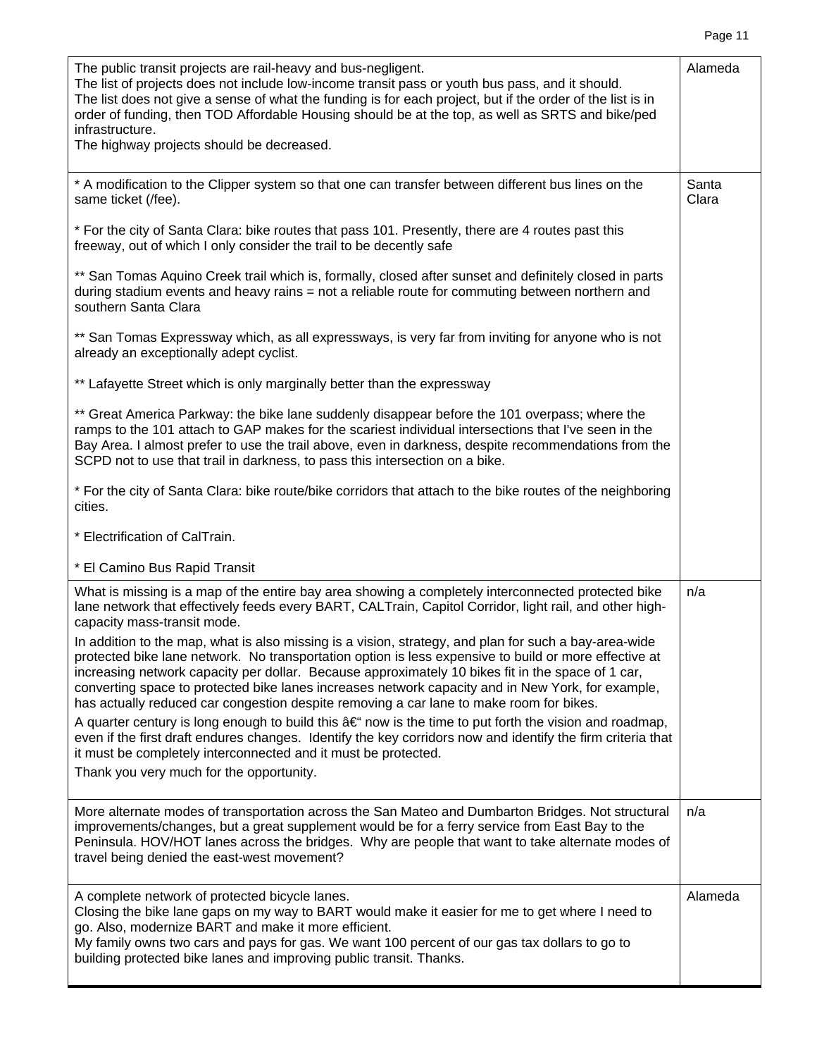| | |
|---|---|
| The public transit projects are rail-heavy and bus-negligent.<br>The list of projects does not include low-income transit pass or youth bus pass, and it should.<br>The list does not give a sense of what the funding is for each project, but if the order of the list is in order of funding, then TOD Affordable Housing should be at the top, as well as SRTS and bike/ped infrastructure.<br>The highway projects should be decreased. | Alameda |
| * A modification to the Clipper system so that one can transfer between different bus lines on the same ticket (/fee).<br><br>* For the city of Santa Clara: bike routes that pass 101. Presently, there are 4 routes past this freeway, out of which I only consider the trail to be decently safe<br><br>** San Tomas Aquino Creek trail which is, formally, closed after sunset and definitely closed in parts during stadium events and heavy rains = not a reliable route for commuting between northern and southern Santa Clara<br><br>** San Tomas Expressway which, as all expressways, is very far from inviting for anyone who is not already an exceptionally adept cyclist.<br><br>** Lafayette Street which is only marginally better than the expressway<br><br>** Great America Parkway: the bike lane suddenly disappear before the 101 overpass; where the ramps to the 101 attach to GAP makes for the scariest individual intersections that I've seen in the Bay Area. I almost prefer to use the trail above, even in darkness, despite recommendations from the SCPD not to use that trail in darkness, to pass this intersection on a bike.<br><br>* For the city of Santa Clara: bike route/bike corridors that attach to the bike routes of the neighboring cities.<br><br>* Electrification of CalTrain.<br><br>* El Camino Bus Rapid Transit | Santa Clara |
| What is missing is a map of the entire bay area showing a completely interconnected protected bike lane network that effectively feeds every BART, CALTrain, Capitol Corridor, light rail, and other high-capacity mass-transit mode.<br>In addition to the map, what is also missing is a vision, strategy, and plan for such a bay-area-wide protected bike lane network. No transportation option is less expensive to build or more effective at increasing network capacity per dollar. Because approximately 10 bikes fit in the space of 1 car, converting space to protected bike lanes increases network capacity and in New York, for example, has actually reduced car congestion despite removing a car lane to make room for bikes.<br>A quarter century is long enough to build this â€" now is the time to put forth the vision and roadmap, even if the first draft endures changes. Identify the key corridors now and identify the firm criteria that it must be completely interconnected and it must be protected.<br>Thank you very much for the opportunity. | n/a |
| More alternate modes of transportation across the San Mateo and Dumbarton Bridges. Not structural improvements/changes, but a great supplement would be for a ferry service from East Bay to the Peninsula. HOV/HOT lanes across the bridges. Why are people that want to take alternate modes of travel being denied the east-west movement? | n/a |
| A complete network of protected bicycle lanes.<br>Closing the bike lane gaps on my way to BART would make it easier for me to get where I need to go. Also, modernize BART and make it more efficient.<br>My family owns two cars and pays for gas. We want 100 percent of our gas tax dollars to go to building protected bike lanes and improving public transit. Thanks. | Alameda |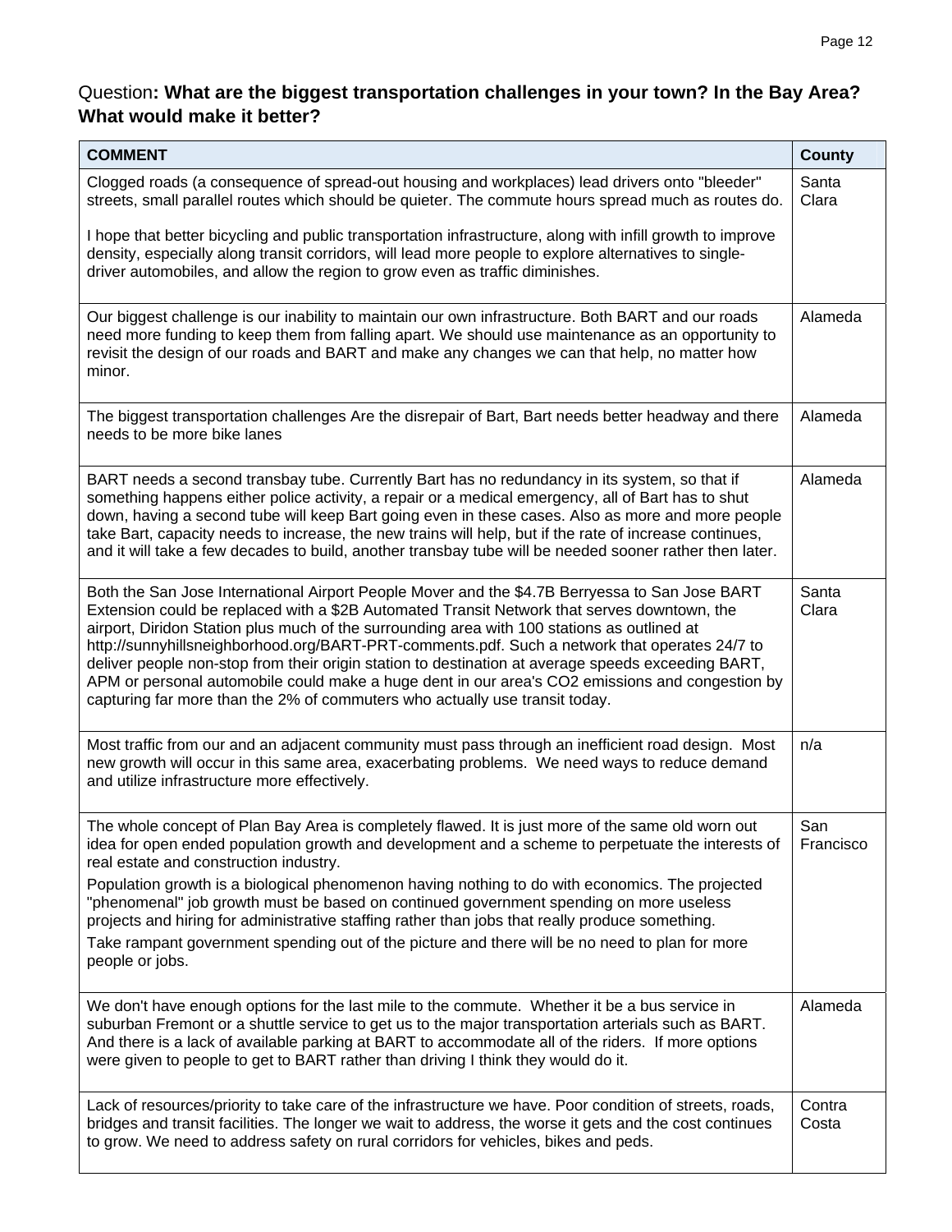Question**: What are the biggest transportation challenges in your town? In the Bay Area? What would make it better?**

| COMMENT | County |
|---|---|
| Clogged roads (a consequence of spread-out housing and workplaces) lead drivers onto "bleeder" streets, small parallel routes which should be quieter. The commute hours spread much as routes do.<br><br>I hope that better bicycling and public transportation infrastructure, along with infill growth to improve density, especially along transit corridors, will lead more people to explore alternatives to single-driver automobiles, and allow the region to grow even as traffic diminishes. | Santa Clara |
| Our biggest challenge is our inability to maintain our own infrastructure. Both BART and our roads need more funding to keep them from falling apart. We should use maintenance as an opportunity to revisit the design of our roads and BART and make any changes we can that help, no matter how minor. | Alameda |
| The biggest transportation challenges Are the disrepair of Bart, Bart needs better headway and there needs to be more bike lanes | Alameda |
| BART needs a second transbay tube. Currently Bart has no redundancy in its system, so that if something happens either police activity, a repair or a medical emergency, all of Bart has to shut down, having a second tube will keep Bart going even in these cases. Also as more and more people take Bart, capacity needs to increase, the new trains will help, but if the rate of increase continues, and it will take a few decades to build, another transbay tube will be needed sooner rather then later. | Alameda |
| Both the San Jose International Airport People Mover and the $4.7B Berryessa to San Jose BART Extension could be replaced with a $2B Automated Transit Network that serves downtown, the airport, Diridon Station plus much of the surrounding area with 100 stations as outlined at http://sunnyhillsneighborhood.org/BART-PRT-comments.pdf. Such a network that operates 24/7 to deliver people non-stop from their origin station to destination at average speeds exceeding BART, APM or personal automobile could make a huge dent in our area's CO2 emissions and congestion by capturing far more than the 2% of commuters who actually use transit today. | Santa Clara |
| Most traffic from our and an adjacent community must pass through an inefficient road design. Most new growth will occur in this same area, exacerbating problems. We need ways to reduce demand and utilize infrastructure more effectively. | n/a |
| The whole concept of Plan Bay Area is completely flawed. It is just more of the same old worn out idea for open ended population growth and development and a scheme to perpetuate the interests of real estate and construction industry.<br>Population growth is a biological phenomenon having nothing to do with economics. The projected "phenomenal" job growth must be based on continued government spending on more useless projects and hiring for administrative staffing rather than jobs that really produce something.<br>Take rampant government spending out of the picture and there will be no need to plan for more people or jobs. | San Francisco |
| We don't have enough options for the last mile to the commute. Whether it be a bus service in suburban Fremont or a shuttle service to get us to the major transportation arterials such as BART. And there is a lack of available parking at BART to accommodate all of the riders. If more options were given to people to get to BART rather than driving I think they would do it. | Alameda |
| Lack of resources/priority to take care of the infrastructure we have. Poor condition of streets, roads, bridges and transit facilities. The longer we wait to address, the worse it gets and the cost continues to grow. We need to address safety on rural corridors for vehicles, bikes and peds. | Contra Costa |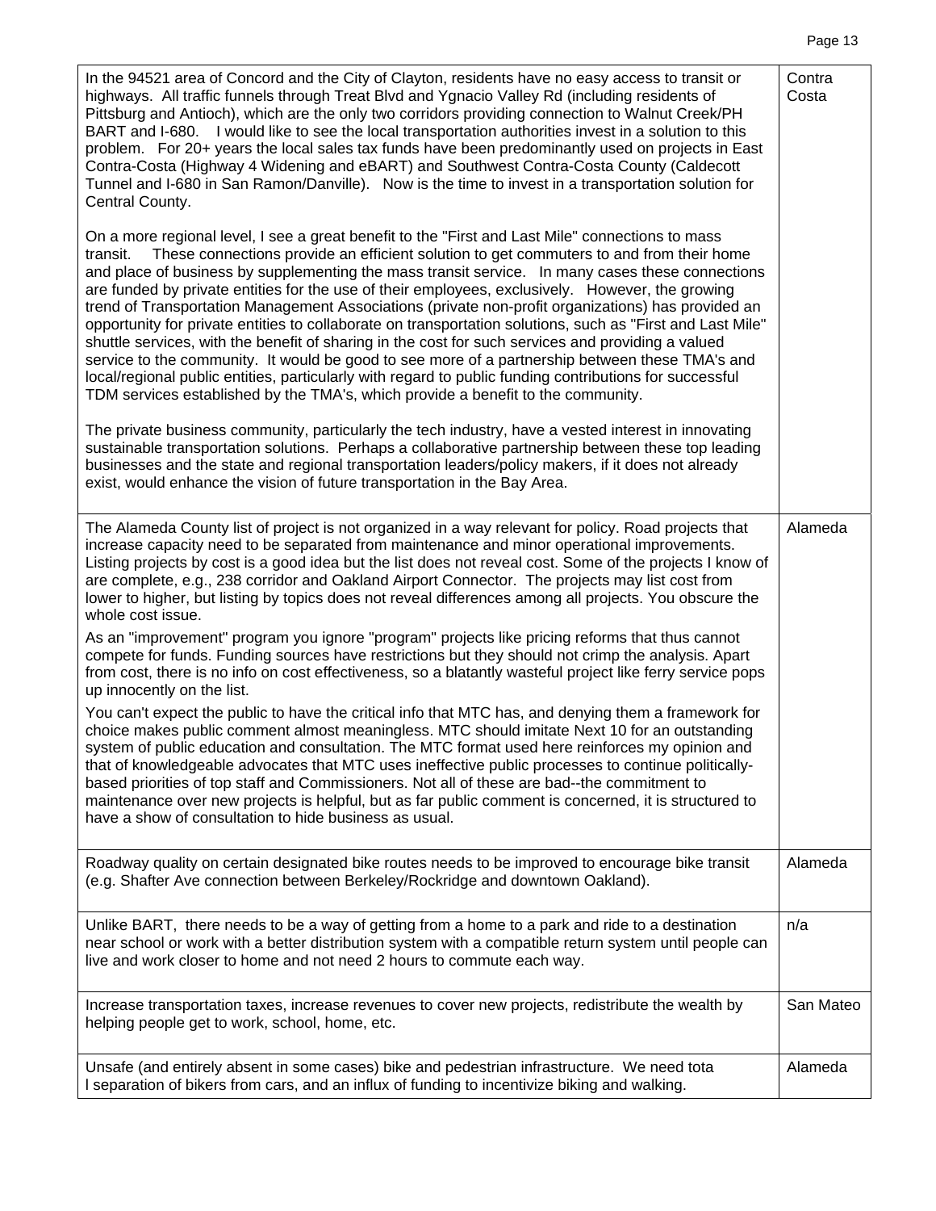| | |
|---|---|
| In the 94521 area of Concord and the City of Clayton, residents have no easy access to transit or highways. All traffic funnels through Treat Blvd and Ygnacio Valley Rd (including residents of Pittsburg and Antioch), which are the only two corridors providing connection to Walnut Creek/PH BART and I-680. I would like to see the local transportation authorities invest in a solution to this problem. For 20+ years the local sales tax funds have been predominantly used on projects in East Contra-Costa (Highway 4 Widening and eBART) and Southwest Contra-Costa County (Caldecott Tunnel and I-680 in San Ramon/Danville). Now is the time to invest in a transportation solution for Central County.<br><br>On a more regional level, I see a great benefit to the "First and Last Mile" connections to mass transit. These connections provide an efficient solution to get commuters to and from their home and place of business by supplementing the mass transit service. In many cases these connections are funded by private entities for the use of their employees, exclusively. However, the growing trend of Transportation Management Associations (private non-profit organizations) has provided an opportunity for private entities to collaborate on transportation solutions, such as "First and Last Mile" shuttle services, with the benefit of sharing in the cost for such services and providing a valued service to the community. It would be good to see more of a partnership between these TMA's and local/regional public entities, particularly with regard to public funding contributions for successful TDM services established by the TMA's, which provide a benefit to the community.<br><br>The private business community, particularly the tech industry, have a vested interest in innovating sustainable transportation solutions. Perhaps a collaborative partnership between these top leading businesses and the state and regional transportation leaders/policy makers, if it does not already exist, would enhance the vision of future transportation in the Bay Area. | Contra Costa |
| The Alameda County list of project is not organized in a way relevant for policy. Road projects that increase capacity need to be separated from maintenance and minor operational improvements. Listing projects by cost is a good idea but the list does not reveal cost. Some of the projects I know of are complete, e.g., 238 corridor and Oakland Airport Connector. The projects may list cost from lower to higher, but listing by topics does not reveal differences among all projects. You obscure the whole cost issue.<br>As an "improvement" program you ignore "program" projects like pricing reforms that thus cannot compete for funds. Funding sources have restrictions but they should not crimp the analysis. Apart from cost, there is no info on cost effectiveness, so a blatantly wasteful project like ferry service pops up innocently on the list.<br>You can't expect the public to have the critical info that MTC has, and denying them a framework for choice makes public comment almost meaningless. MTC should imitate Next 10 for an outstanding system of public education and consultation. The MTC format used here reinforces my opinion and that of knowledgeable advocates that MTC uses ineffective public processes to continue politically-based priorities of top staff and Commissioners. Not all of these are bad--the commitment to maintenance over new projects is helpful, but as far public comment is concerned, it is structured to have a show of consultation to hide business as usual. | Alameda |
| Roadway quality on certain designated bike routes needs to be improved to encourage bike transit (e.g. Shafter Ave connection between Berkeley/Rockridge and downtown Oakland). | Alameda |
| Unlike BART, there needs to be a way of getting from a home to a park and ride to a destination near school or work with a better distribution system with a compatible return system until people can live and work closer to home and not need 2 hours to commute each way. | n/a |
| Increase transportation taxes, increase revenues to cover new projects, redistribute the wealth by helping people get to work, school, home, etc. | San Mateo |
| Unsafe (and entirely absent in some cases) bike and pedestrian infrastructure. We need tota l separation of bikers from cars, and an influx of funding to incentivize biking and walking. | Alameda |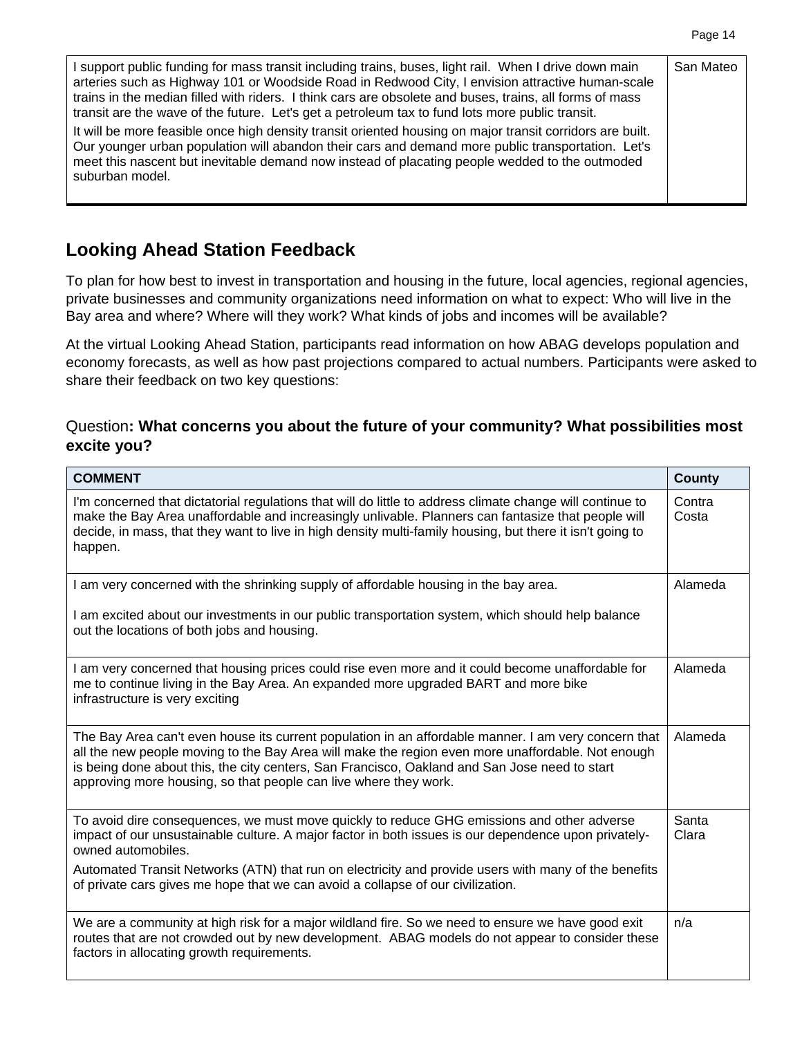| | |
|---|---|
| I support public funding for mass transit including trains, buses, light rail. When I drive down main arteries such as Highway 101 or Woodside Road in Redwood City, I envision attractive human-scale trains in the median filled with riders. I think cars are obsolete and buses, trains, all forms of mass transit are the wave of the future. Let's get a petroleum tax to fund lots more public transit. It will be more feasible once high density transit oriented housing on major transit corridors are built. Our younger urban population will abandon their cars and demand more public transportation. Let's meet this nascent but inevitable demand now instead of placating people wedded to the outmoded suburban model. | San Mateo |

## Looking Ahead Station Feedback

To plan for how best to invest in transportation and housing in the future, local agencies, regional agencies, private businesses and community organizations need information on what to expect: Who will live in the Bay area and where? Where will they work? What kinds of jobs and incomes will be available?

At the virtual Looking Ahead Station, participants read information on how ABAG develops population and economy forecasts, as well as how past projections compared to actual numbers. Participants were asked to share their feedback on two key questions:

### Question: **What concerns you about the future of your community? What possibilities most excite you?**

| COMMENT | County |
|---|---|
| I'm concerned that dictatorial regulations that will do little to address climate change will continue to make the Bay Area unaffordable and increasingly unlivable. Planners can fantasize that people will decide, in mass, that they want to live in high density multi-family housing, but there it isn't going to happen. | Contra Costa |
| I am very concerned with the shrinking supply of affordable housing in the bay area. I am excited about our investments in our public transportation system, which should help balance out the locations of both jobs and housing. | Alameda |
| I am very concerned that housing prices could rise even more and it could become unaffordable for me to continue living in the Bay Area. An expanded more upgraded BART and more bike infrastructure is very exciting | Alameda |
| The Bay Area can't even house its current population in an affordable manner. I am very concern that all the new people moving to the Bay Area will make the region even more unaffordable. Not enough is being done about this, the city centers, San Francisco, Oakland and San Jose need to start approving more housing, so that people can live where they work. | Alameda |
| To avoid dire consequences, we must move quickly to reduce GHG emissions and other adverse impact of our unsustainable culture. A major factor in both issues is our dependence upon privately-owned automobiles. Automated Transit Networks (ATN) that run on electricity and provide users with many of the benefits of private cars gives me hope that we can avoid a collapse of our civilization. | Santa Clara |
| We are a community at high risk for a major wildland fire. So we need to ensure we have good exit routes that are not crowded out by new development. ABAG models do not appear to consider these factors in allocating growth requirements. | n/a |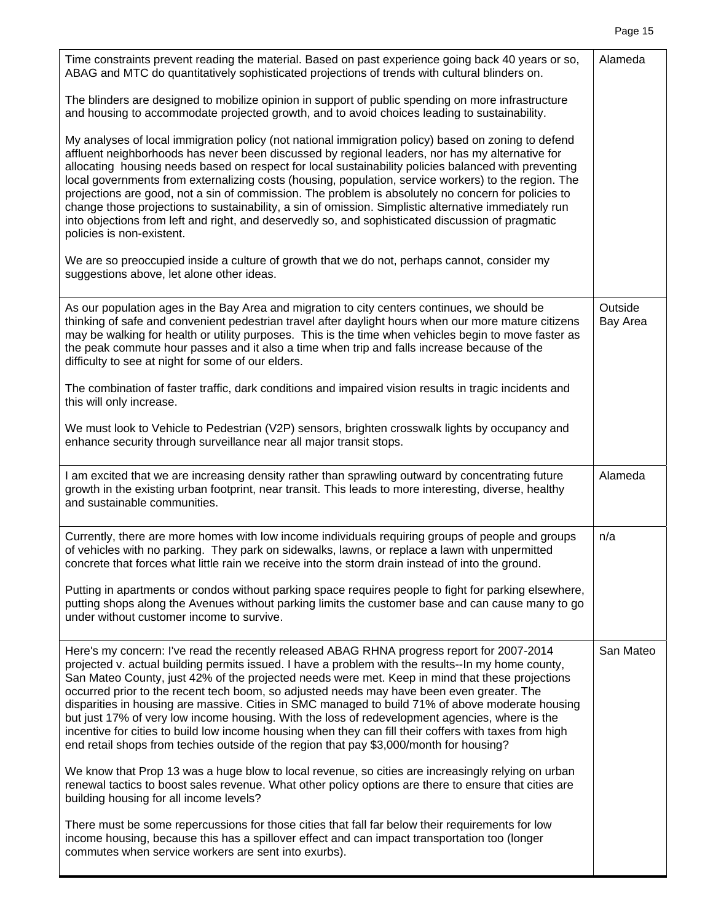| | |
|---|---|
| Time constraints prevent reading the material. Based on past experience going back 40 years or so, ABAG and MTC do quantitatively sophisticated projections of trends with cultural blinders on.<br><br>The blinders are designed to mobilize opinion in support of public spending on more infrastructure and housing to accommodate projected growth, and to avoid choices leading to sustainability.<br><br>My analyses of local immigration policy (not national immigration policy) based on zoning to defend affluent neighborhoods has never been discussed by regional leaders, nor has my alternative for allocating housing needs based on respect for local sustainability policies balanced with preventing local governments from externalizing costs (housing, population, service workers) to the region. The projections are good, not a sin of commission. The problem is absolutely no concern for policies to change those projections to sustainability, a sin of omission. Simplistic alternative immediately run into objections from left and right, and deservedly so, and sophisticated discussion of pragmatic policies is non-existent.<br><br>We are so preoccupied inside a culture of growth that we do not, perhaps cannot, consider my suggestions above, let alone other ideas. | Alameda |
| As our population ages in the Bay Area and migration to city centers continues, we should be thinking of safe and convenient pedestrian travel after daylight hours when our more mature citizens may be walking for health or utility purposes. This is the time when vehicles begin to move faster as the peak commute hour passes and it also a time when trip and falls increase because of the difficulty to see at night for some of our elders.<br><br>The combination of faster traffic, dark conditions and impaired vision results in tragic incidents and this will only increase.<br><br>We must look to Vehicle to Pedestrian (V2P) sensors, brighten crosswalk lights by occupancy and enhance security through surveillance near all major transit stops. | Outside Bay Area |
| I am excited that we are increasing density rather than sprawling outward by concentrating future growth in the existing urban footprint, near transit. This leads to more interesting, diverse, healthy and sustainable communities. | Alameda |
| Currently, there are more homes with low income individuals requiring groups of people and groups of vehicles with no parking. They park on sidewalks, lawns, or replace a lawn with unpermitted concrete that forces what little rain we receive into the storm drain instead of into the ground.<br><br>Putting in apartments or condos without parking space requires people to fight for parking elsewhere, putting shops along the Avenues without parking limits the customer base and can cause many to go under without customer income to survive. | n/a |
| Here's my concern: I've read the recently released ABAG RHNA progress report for 2007-2014 projected v. actual building permits issued. I have a problem with the results--In my home county, San Mateo County, just 42% of the projected needs were met. Keep in mind that these projections occurred prior to the recent tech boom, so adjusted needs may have been even greater. The disparities in housing are massive. Cities in SMC managed to build 71% of above moderate housing but just 17% of very low income housing. With the loss of redevelopment agencies, where is the incentive for cities to build low income housing when they can fill their coffers with taxes from high end retail shops from techies outside of the region that pay $3,000/month for housing?<br><br>We know that Prop 13 was a huge blow to local revenue, so cities are increasingly relying on urban renewal tactics to boost sales revenue. What other policy options are there to ensure that cities are building housing for all income levels?<br><br>There must be some repercussions for those cities that fall far below their requirements for low income housing, because this has a spillover effect and can impact transportation too (longer commutes when service workers are sent into exurbs). | San Mateo |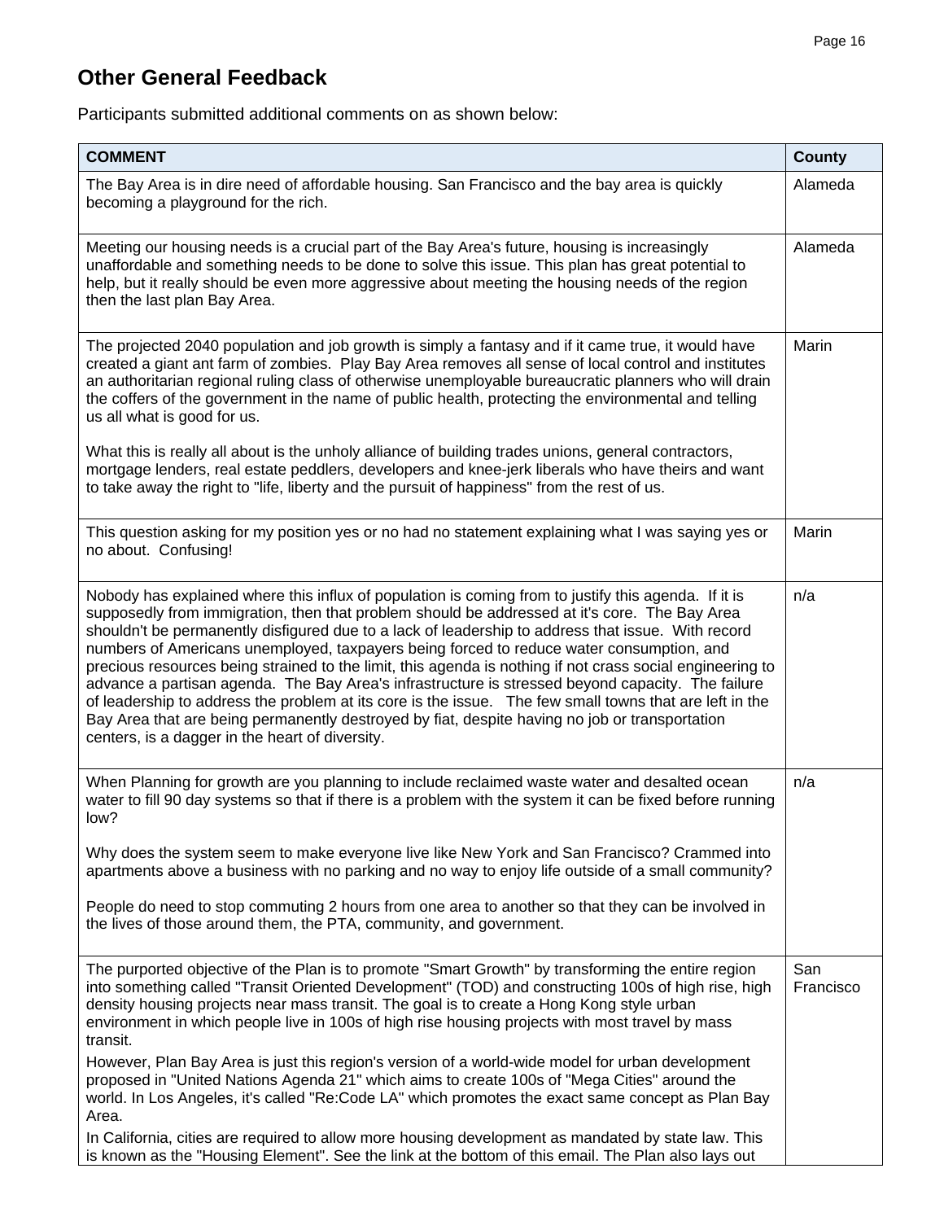## Other General Feedback

Participants submitted additional comments on as shown below:

| COMMENT | County |
|---|---|
| The Bay Area is in dire need of affordable housing. San Francisco and the bay area is quickly becoming a playground for the rich. | Alameda |
| Meeting our housing needs is a crucial part of the Bay Area's future, housing is increasingly unaffordable and something needs to be done to solve this issue. This plan has great potential to help, but it really should be even more aggressive about meeting the housing needs of the region then the last plan Bay Area. | Alameda |
| The projected 2040 population and job growth is simply a fantasy and if it came true, it would have created a giant ant farm of zombies. Play Bay Area removes all sense of local control and institutes an authoritarian regional ruling class of otherwise unemployable bureaucratic planners who will drain the coffers of the government in the name of public health, protecting the environmental and telling us all what is good for us.<br><br>What this is really all about is the unholy alliance of building trades unions, general contractors, mortgage lenders, real estate peddlers, developers and knee-jerk liberals who have theirs and want to take away the right to "life, liberty and the pursuit of happiness" from the rest of us. | Marin |
| This question asking for my position yes or no had no statement explaining what I was saying yes or no about. Confusing! | Marin |
| Nobody has explained where this influx of population is coming from to justify this agenda. If it is supposedly from immigration, then that problem should be addressed at it's core. The Bay Area shouldn't be permanently disfigured due to a lack of leadership to address that issue. With record numbers of Americans unemployed, taxpayers being forced to reduce water consumption, and precious resources being strained to the limit, this agenda is nothing if not crass social engineering to advance a partisan agenda. The Bay Area's infrastructure is stressed beyond capacity. The failure of leadership to address the problem at its core is the issue. The few small towns that are left in the Bay Area that are being permanently destroyed by fiat, despite having no job or transportation centers, is a dagger in the heart of diversity. | n/a |
| When Planning for growth are you planning to include reclaimed waste water and desalted ocean water to fill 90 day systems so that if there is a problem with the system it can be fixed before running low?<br><br>Why does the system seem to make everyone live like New York and San Francisco? Crammed into apartments above a business with no parking and no way to enjoy life outside of a small community?<br><br>People do need to stop commuting 2 hours from one area to another so that they can be involved in the lives of those around them, the PTA, community, and government. | n/a |
| The purported objective of the Plan is to promote "Smart Growth" by transforming the entire region into something called "Transit Oriented Development" (TOD) and constructing 100s of high rise, high density housing projects near mass transit. The goal is to create a Hong Kong style urban environment in which people live in 100s of high rise housing projects with most travel by mass transit.<br>However, Plan Bay Area is just this region's version of a world-wide model for urban development proposed in "United Nations Agenda 21" which aims to create 100s of "Mega Cities" around the world. In Los Angeles, it's called "Re:Code LA" which promotes the exact same concept as Plan Bay Area.<br>In California, cities are required to allow more housing development as mandated by state law. This is known as the "Housing Element". See the link at the bottom of this email. The Plan also lays out | San Francisco |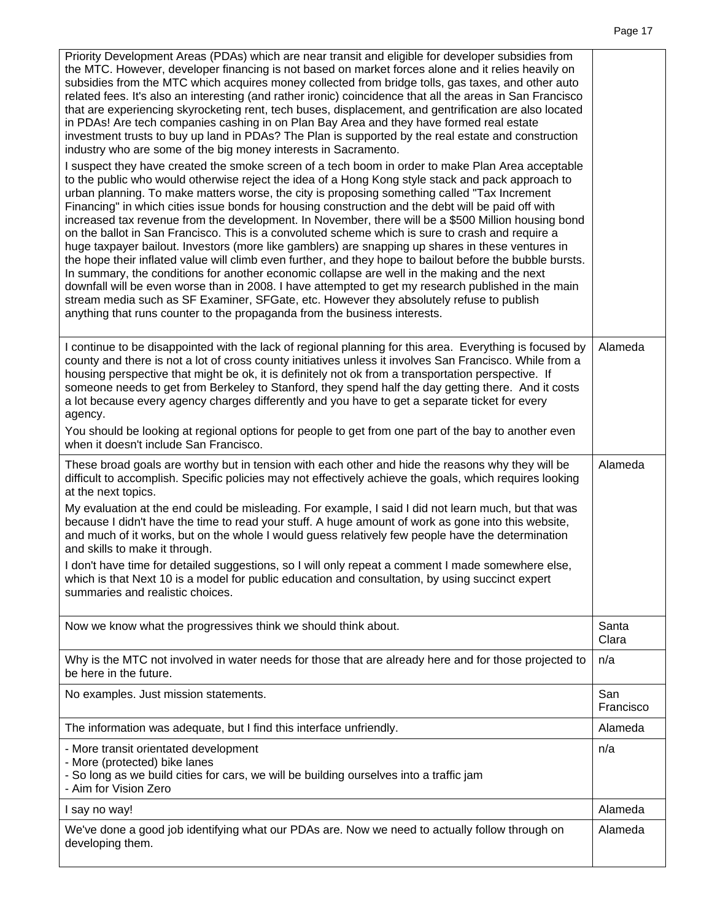| | |
|---|---|
| Priority Development Areas (PDAs) which are near transit and eligible for developer subsidies from the MTC. However, developer financing is not based on market forces alone and it relies heavily on subsidies from the MTC which acquires money collected from bridge tolls, gas taxes, and other auto related fees. It's also an interesting (and rather ironic) coincidence that all the areas in San Francisco that are experiencing skyrocketing rent, tech buses, displacement, and gentrification are also located in PDAs! Are tech companies cashing in on Plan Bay Area and they have formed real estate investment trusts to buy up land in PDAs? The Plan is supported by the real estate and construction industry who are some of the big money interests in Sacramento.<br><br>I suspect they have created the smoke screen of a tech boom in order to make Plan Area acceptable to the public who would otherwise reject the idea of a Hong Kong style stack and pack approach to urban planning. To make matters worse, the city is proposing something called "Tax Increment Financing" in which cities issue bonds for housing construction and the debt will be paid off with increased tax revenue from the development. In November, there will be a $500 Million housing bond on the ballot in San Francisco. This is a convoluted scheme which is sure to crash and require a huge taxpayer bailout. Investors (more like gamblers) are snapping up shares in these ventures in the hope their inflated value will climb even further, and they hope to bailout before the bubble bursts. In summary, the conditions for another economic collapse are well in the making and the next downfall will be even worse than in 2008. I have attempted to get my research published in the main stream media such as SF Examiner, SFGate, etc. However they absolutely refuse to publish anything that runs counter to the propaganda from the business interests. | |
| I continue to be disappointed with the lack of regional planning for this area. Everything is focused by county and there is not a lot of cross county initiatives unless it involves San Francisco. While from a housing perspective that might be ok, it is definitely not ok from a transportation perspective. If someone needs to get from Berkeley to Stanford, they spend half the day getting there. And it costs a lot because every agency charges differently and you have to get a separate ticket for every agency.<br><br>You should be looking at regional options for people to get from one part of the bay to another even when it doesn't include San Francisco. | Alameda |
| These broad goals are worthy but in tension with each other and hide the reasons why they will be difficult to accomplish. Specific policies may not effectively achieve the goals, which requires looking at the next topics.<br><br>My evaluation at the end could be misleading. For example, I said I did not learn much, but that was because I didn't have the time to read your stuff. A huge amount of work as gone into this website, and much of it works, but on the whole I would guess relatively few people have the determination and skills to make it through.<br><br>I don't have time for detailed suggestions, so I will only repeat a comment I made somewhere else, which is that Next 10 is a model for public education and consultation, by using succinct expert summaries and realistic choices. | Alameda |
| Now we know what the progressives think we should think about. | Santa Clara |
| Why is the MTC not involved in water needs for those that are already here and for those projected to be here in the future. | n/a |
| No examples. Just mission statements. | San Francisco |
| The information was adequate, but I find this interface unfriendly. | Alameda |
| - More transit orientated development<br>- More (protected) bike lanes<br>- So long as we build cities for cars, we will be building ourselves into a traffic jam<br>- Aim for Vision Zero | n/a |
| I say no way! | Alameda |
| We've done a good job identifying what our PDAs are. Now we need to actually follow through on developing them. | Alameda |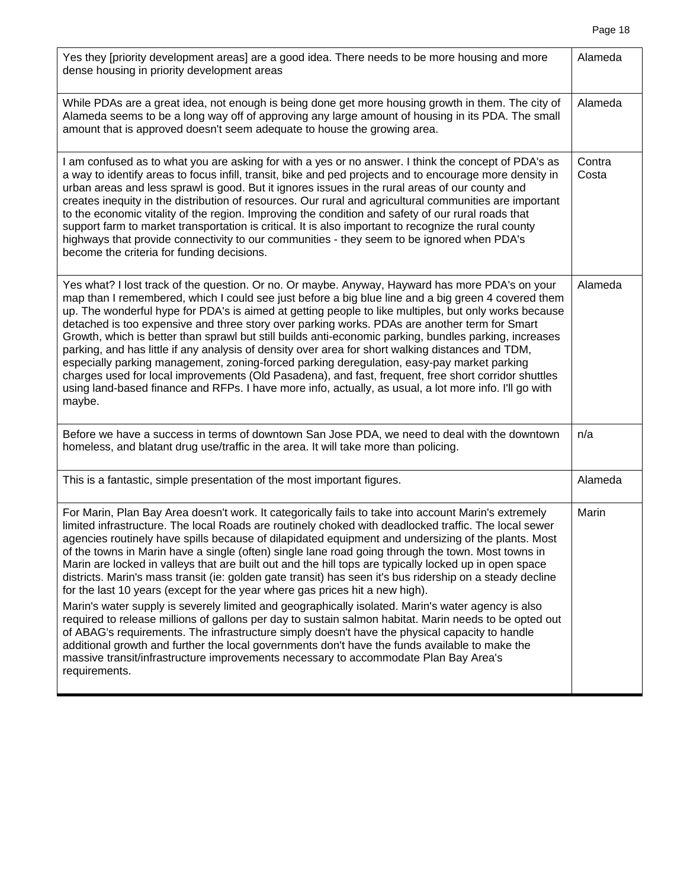| | |
|---|---|
| Yes they [priority development areas] are a good idea. There needs to be more housing and more dense housing in priority development areas | Alameda |
| While PDAs are a great idea, not enough is being done get more housing growth in them. The city of Alameda seems to be a long way off of approving any large amount of housing in its PDA. The small amount that is approved doesn't seem adequate to house the growing area. | Alameda |
| I am confused as to what you are asking for with a yes or no answer. I think the concept of PDA's as a way to identify areas to focus infill, transit, bike and ped projects and to encourage more density in urban areas and less sprawl is good. But it ignores issues in the rural areas of our county and creates inequity in the distribution of resources. Our rural and agricultural communities are important to the economic vitality of the region. Improving the condition and safety of our rural roads that support farm to market transportation is critical. It is also important to recognize the rural county highways that provide connectivity to our communities - they seem to be ignored when PDA's become the criteria for funding decisions. | Contra Costa |
| Yes what? I lost track of the question. Or no. Or maybe. Anyway, Hayward has more PDA's on your map than I remembered, which I could see just before a big blue line and a big green 4 covered them up. The wonderful hype for PDA's is aimed at getting people to like multiples, but only works because detached is too expensive and three story over parking works. PDAs are another term for Smart Growth, which is better than sprawl but still builds anti-economic parking, bundles parking, increases parking, and has little if any analysis of density over area for short walking distances and TDM, especially parking management, zoning-forced parking deregulation, easy-pay market parking charges used for local improvements (Old Pasadena), and fast, frequent, free short corridor shuttles using land-based finance and RFPs. I have more info, actually, as usual, a lot more info. I'll go with maybe. | Alameda |
| Before we have a success in terms of downtown San Jose PDA, we need to deal with the downtown homeless, and blatant drug use/traffic in the area. It will take more than policing. | n/a |
| This is a fantastic, simple presentation of the most important figures. | Alameda |
| For Marin, Plan Bay Area doesn't work. It categorically fails to take into account Marin's extremely limited infrastructure. The local Roads are routinely choked with deadlocked traffic. The local sewer agencies routinely have spills because of dilapidated equipment and undersizing of the plants. Most of the towns in Marin have a single (often) single lane road going through the town. Most towns in Marin are locked in valleys that are built out and the hill tops are typically locked up in open space districts. Marin's mass transit (ie: golden gate transit) has seen it's bus ridership on a steady decline for the last 10 years (except for the year where gas prices hit a new high).<br><br>Marin's water supply is severely limited and geographically isolated. Marin's water agency is also required to release millions of gallons per day to sustain salmon habitat. Marin needs to be opted out of ABAG's requirements. The infrastructure simply doesn't have the physical capacity to handle additional growth and further the local governments don't have the funds available to make the massive transit/infrastructure improvements necessary to accommodate Plan Bay Area's requirements. | Marin |